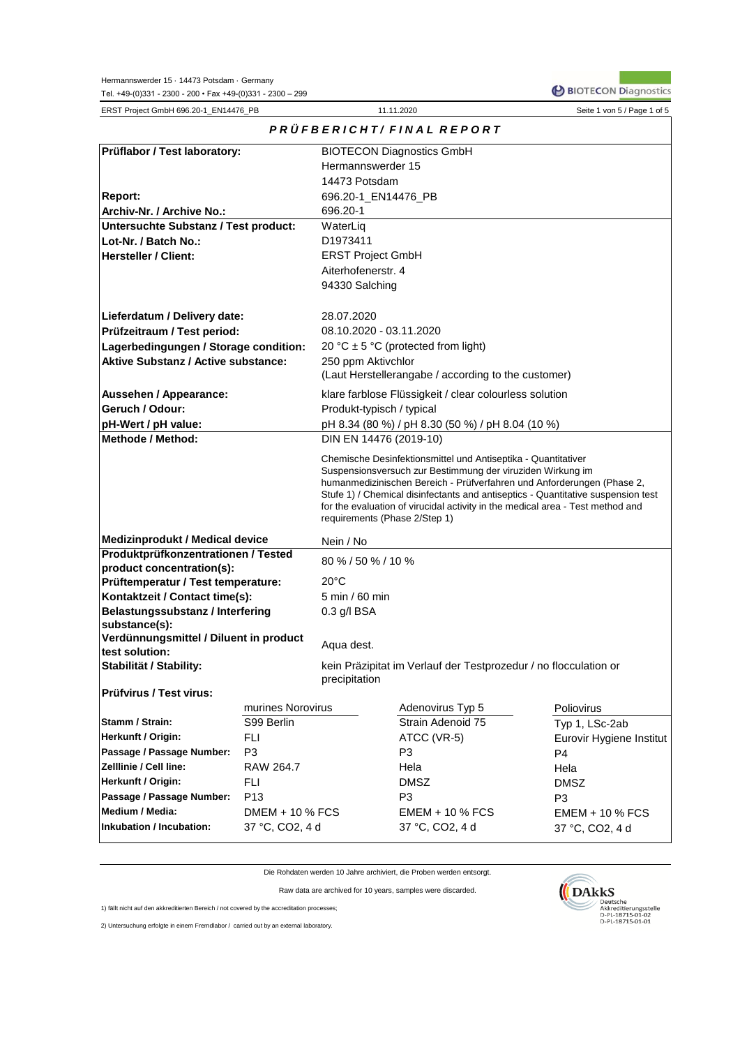Hermannswerder 15 · 14473 Potsdam · Germany
Tel. +49-(0)331 - 2300 - 200 • Fax +49-(0)331 - 2300 – 299

ERST Project GmbH 696.20-1_EN14476_PB — 11.11.2020

# *PRÜFBERICHT / FINAL REPORT*

| | |
|---|---|
| **Prüflabor / Test laboratory:** | BIOTECON Diagnostics GmbH<br>Hermannswerder 15<br>14473 Potsdam |
| **Report:** | 696.20-1_EN14476_PB |
| **Archiv-Nr. / Archive No.:** | 696.20-1 |
| **Untersuchte Substanz / Test product:** | WaterLiq |
| **Lot-Nr. / Batch No.:** | D1973411 |
| **Hersteller / Client:** | ERST Project GmbH<br>Aiterhofenerstr. 4<br>94330 Salching |
| **Lieferdatum / Delivery date:** | 28.07.2020 |
| **Prüfzeitraum / Test period:** | 08.10.2020 - 03.11.2020 |
| **Lagerbedingungen / Storage condition:** | 20 °C ± 5 °C (protected from light) |
| **Aktive Substanz / Active substance:** | 250 ppm Aktivchlor<br>(Laut Herstellerangabe / according to the customer) |
| **Aussehen / Appearance:** | klare farblose Flüssigkeit / clear colourless solution |
| **Geruch / Odour:** | Produkt-typisch / typical |
| **pH-Wert / pH value:** | pH 8.34 (80 %) / pH 8.30 (50 %) / pH 8.04 (10 %) |
| **Methode / Method:** | DIN EN 14476 (2019-10)<br><br>Chemische Desinfektionsmittel und Antiseptika - Quantitativer Suspensionsversuch zur Bestimmung der viruziden Wirkung im humanmedizinischen Bereich - Prüfverfahren und Anforderungen (Phase 2, Stufe 1) / Chemical disinfectants and antiseptics - Quantitative suspension test for the evaluation of virucidal activity in the medical area - Test method and requirements (Phase 2/Step 1) |
| **Medizinprodukt / Medical device** | Nein / No |
| **Produktprüfkonzentrationen / Tested product concentration(s):** | 80 % / 50 % / 10 % |
| **Prüftemperatur / Test temperature:** | 20°C |
| **Kontaktzeit / Contact time(s):** | 5 min / 60 min |
| **Belastungssubstanz / Interfering substance(s):** | 0.3 g/l BSA |
| **Verdünnungsmittel / Diluent in product test solution:** | Aqua dest. |
| **Stabilität / Stability:** | kein Präzipitat im Verlauf der Testprozedur / no flocculation or precipitation |

**Prüfvirus / Test virus:**

| | murines Norovirus | Adenovirus Typ 5 | Poliovirus |
|---|---|---|---|
| **Stamm / Strain:** | S99 Berlin | Strain Adenoid 75 | Typ 1, LSc-2ab |
| **Herkunft / Origin:** | FLI | ATCC (VR-5) | Eurovir Hygiene Institut |
| **Passage / Passage Number:** | P3 | P3 | P4 |
| **Zelllinie / Cell line:** | RAW 264.7 | Hela | Hela |
| **Herkunft / Origin:** | FLI | DMSZ | DMSZ |
| **Passage / Passage Number:** | P13 | P3 | P3 |
| **Medium / Media:** | DMEM + 10 % FCS | EMEM + 10 % FCS | EMEM + 10 % FCS |
| **Inkubation / Incubation:** | 37 °C, $CO_2$, 4 d | 37 °C, $CO_2$, 4 d | 37 °C, $CO_2$, 4 d |

Die Rohdaten werden 10 Jahre archiviert, die Proben werden entsorgt.

Raw data are archived for 10 years, samples were discarded.

1) fällt nicht auf den akkreditierten Bereich / not covered by the accreditation processes;

2) Untersuchung erfolgte in einem Fremdlabor / carried out by an external laboratory.

DAkkS Deutsche Akkreditierungsstelle D-PL-18715-01-02 D-PL-18715-01-01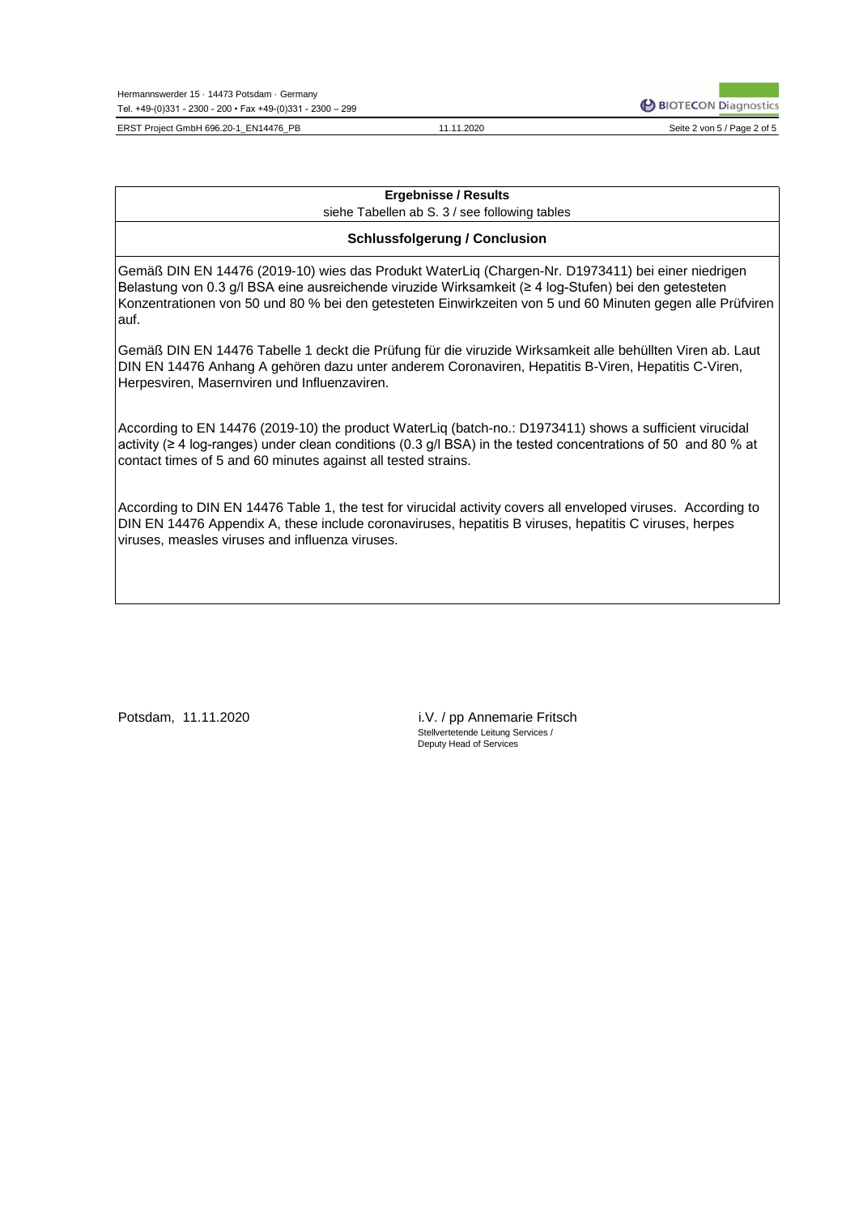**Ergebnisse / Results**

siehe Tabellen ab S. 3 / see following tables

**Schlussfolgerung / Conclusion**

Gemäß DIN EN 14476 (2019-10) wies das Produkt WaterLiq (Chargen-Nr. D1973411) bei einer niedrigen Belastung von 0.3 g/l BSA eine ausreichende viruzide Wirksamkeit (≥ 4 log-Stufen) bei den getesteten Konzentrationen von 50 und 80 % bei den getesteten Einwirkzeiten von 5 und 60 Minuten gegen alle Prüfviren auf.

Gemäß DIN EN 14476 Tabelle 1 deckt die Prüfung für die viruzide Wirksamkeit alle behüllten Viren ab. Laut DIN EN 14476 Anhang A gehören dazu unter anderem Coronaviren, Hepatitis B-Viren, Hepatitis C-Viren, Herpesviren, Masernviren und Influenzaviren.

According to EN 14476 (2019-10) the product WaterLiq (batch-no.: D1973411) shows a sufficient virucidal activity (≥ 4 log-ranges) under clean conditions (0.3 g/l BSA) in the tested concentrations of 50 and 80 % at contact times of 5 and 60 minutes against all tested strains.

According to DIN EN 14476 Table 1, the test for virucidal activity covers all enveloped viruses. According to DIN EN 14476 Appendix A, these include coronaviruses, hepatitis B viruses, hepatitis C viruses, herpes viruses, measles viruses and influenza viruses.

Potsdam, 11.11.2020

i.V. / pp Annemarie Fritsch
Stellvertetende Leitung Services /
Deputy Head of Services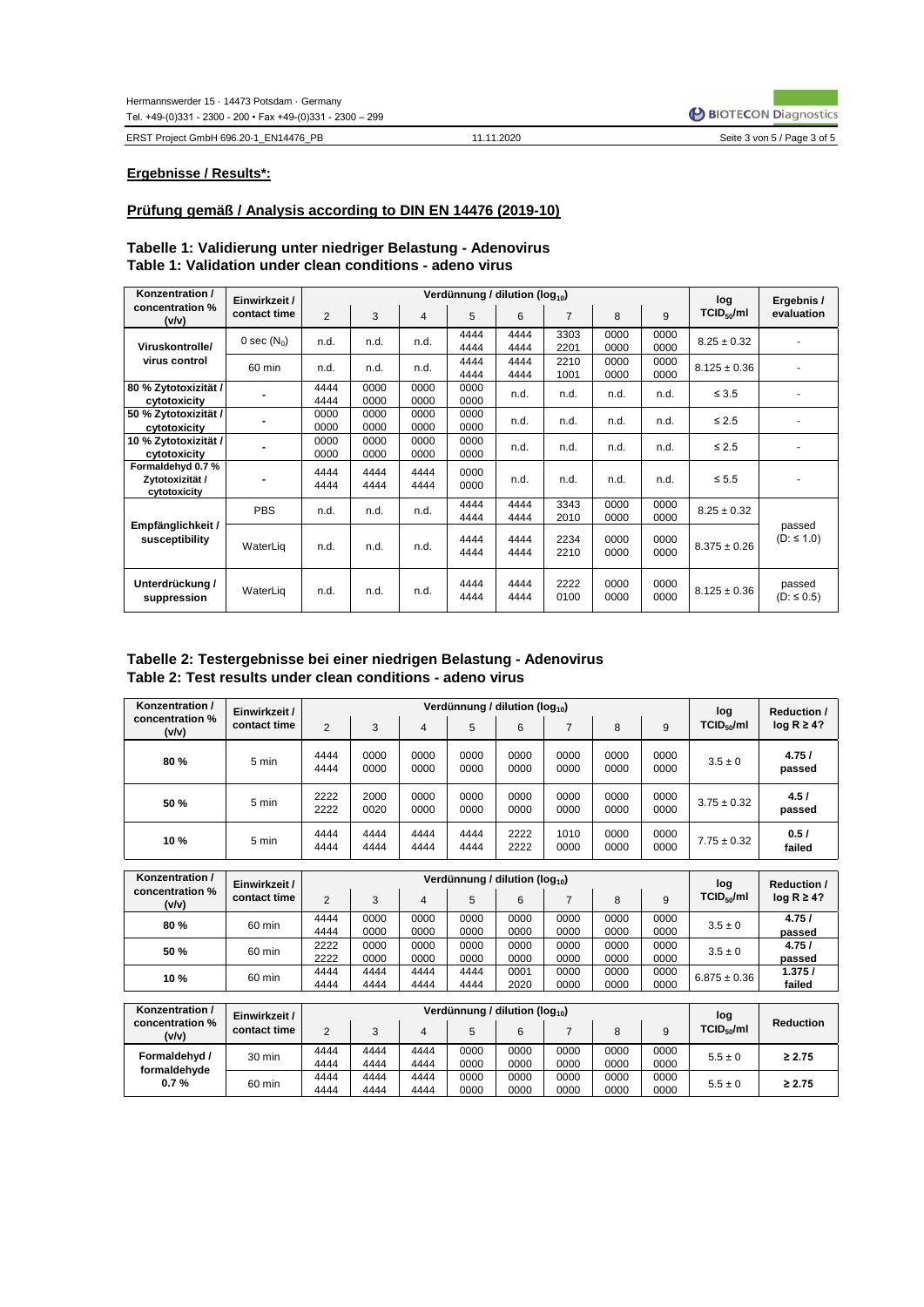**Ergebnisse / Results*:**

**Prüfung gemäß / Analysis according to DIN EN 14476 (2019-10)**

### Tabelle 1: Validierung unter niedriger Belastung - Adenovirus
### Table 1: Validation under clean conditions - adeno virus

| Konzentration / concentration % (v/v) | Einwirkzeit / contact time | Verdünnung / dilution ($log_{10}$) | | | | | | | | log $TCID_{50}$/ml | Ergebnis / evaluation |
|---|---|---|---|---|---|---|---|---|---|---|---|
| | | 2 | 3 | 4 | 5 | 6 | 7 | 8 | 9 | | |
| Viruskontrolle/ virus control | 0 sec ($N_0$) | n.d. | n.d. | n.d. | 4444 4444 | 4444 4444 | 3303 2201 | 0000 0000 | 0000 0000 | 8.25 ± 0.32 | - |
| | 60 min | n.d. | n.d. | n.d. | 4444 4444 | 4444 4444 | 2210 1001 | 0000 0000 | 0000 0000 | 8.125 ± 0.36 | - |
| 80 % Zytotoxizität / cytotoxicity | - | 4444 4444 | 0000 0000 | 0000 0000 | 0000 0000 | n.d. | n.d. | n.d. | n.d. | ≤ 3.5 | - |
| 50 % Zytotoxizität / cytotoxicity | - | 0000 0000 | 0000 0000 | 0000 0000 | 0000 0000 | n.d. | n.d. | n.d. | n.d. | ≤ 2.5 | - |
| 10 % Zytotoxizität / cytotoxicity | - | 0000 0000 | 0000 0000 | 0000 0000 | 0000 0000 | n.d. | n.d. | n.d. | n.d. | ≤ 2.5 | - |
| Formaldehyd 0.7 % Zytotoxizität / cytotoxicity | - | 4444 4444 | 4444 4444 | 4444 4444 | 0000 0000 | n.d. | n.d. | n.d. | n.d. | ≤ 5.5 | - |
| Empfänglichkeit / susceptibility | PBS | n.d. | n.d. | n.d. | 4444 4444 | 4444 4444 | 3343 2010 | 0000 0000 | 0000 0000 | 8.25 ± 0.32 | passed (D: ≤ 1.0) |
| | WaterLiq | n.d. | n.d. | n.d. | 4444 4444 | 4444 4444 | 2234 2210 | 0000 0000 | 0000 0000 | 8.375 ± 0.26 | |
| Unterdrückung / suppression | WaterLiq | n.d. | n.d. | n.d. | 4444 4444 | 4444 4444 | 2222 0100 | 0000 0000 | 0000 0000 | 8.125 ± 0.36 | passed (D: ≤ 0.5) |

### Tabelle 2: Testergebnisse bei einer niedrigen Belastung - Adenovirus
### Table 2: Test results under clean conditions - adeno virus

| Konzentration / concentration % (v/v) | Einwirkzeit / contact time | Verdünnung / dilution ($log_{10}$) | | | | | | | | log $TCID_{50}$/ml | Reduction / log R ≥ 4? |
|---|---|---|---|---|---|---|---|---|---|---|---|
| | | 2 | 3 | 4 | 5 | 6 | 7 | 8 | 9 | | |
| 80 % | 5 min | 4444 4444 | 0000 0000 | 0000 0000 | 0000 0000 | 0000 0000 | 0000 0000 | 0000 0000 | 0000 0000 | 3.5 ± 0 | 4.75 / passed |
| 50 % | 5 min | 2222 2222 | 2000 0020 | 0000 0000 | 0000 0000 | 0000 0000 | 0000 0000 | 0000 0000 | 0000 0000 | 3.75 ± 0.32 | 4.5 / passed |
| 10 % | 5 min | 4444 4444 | 4444 4444 | 4444 4444 | 4444 4444 | 2222 2222 | 1010 0000 | 0000 0000 | 0000 0000 | 7.75 ± 0.32 | 0.5 / failed |

| Konzentration / concentration % (v/v) | Einwirkzeit / contact time | Verdünnung / dilution ($log_{10}$) | | | | | | | | log $TCID_{50}$/ml | Reduction / log R ≥ 4? |
|---|---|---|---|---|---|---|---|---|---|---|---|
| | | 2 | 3 | 4 | 5 | 6 | 7 | 8 | 9 | | |
| 80 % | 60 min | 4444 4444 | 0000 0000 | 0000 0000 | 0000 0000 | 0000 0000 | 0000 0000 | 0000 0000 | 0000 0000 | 3.5 ± 0 | 4.75 / passed |
| 50 % | 60 min | 2222 2222 | 0000 0000 | 0000 0000 | 0000 0000 | 0000 0000 | 0000 0000 | 0000 0000 | 0000 0000 | 3.5 ± 0 | 4.75 / passed |
| 10 % | 60 min | 4444 4444 | 4444 4444 | 4444 4444 | 4444 4444 | 0001 2020 | 0000 0000 | 0000 0000 | 0000 0000 | 6.875 ± 0.36 | 1.375 / failed |

| Konzentration / concentration % (v/v) | Einwirkzeit / contact time | Verdünnung / dilution ($log_{10}$) | | | | | | | | log $TCID_{50}$/ml | Reduction |
|---|---|---|---|---|---|---|---|---|---|---|---|
| | | 2 | 3 | 4 | 5 | 6 | 7 | 8 | 9 | | |
| Formaldehyd / formaldehyde 0.7 % | 30 min | 4444 4444 | 4444 4444 | 4444 4444 | 0000 0000 | 0000 0000 | 0000 0000 | 0000 0000 | 0000 0000 | 5.5 ± 0 | ≥ 2.75 |
| | 60 min | 4444 4444 | 4444 4444 | 4444 4444 | 0000 0000 | 0000 0000 | 0000 0000 | 0000 0000 | 0000 0000 | 5.5 ± 0 | ≥ 2.75 |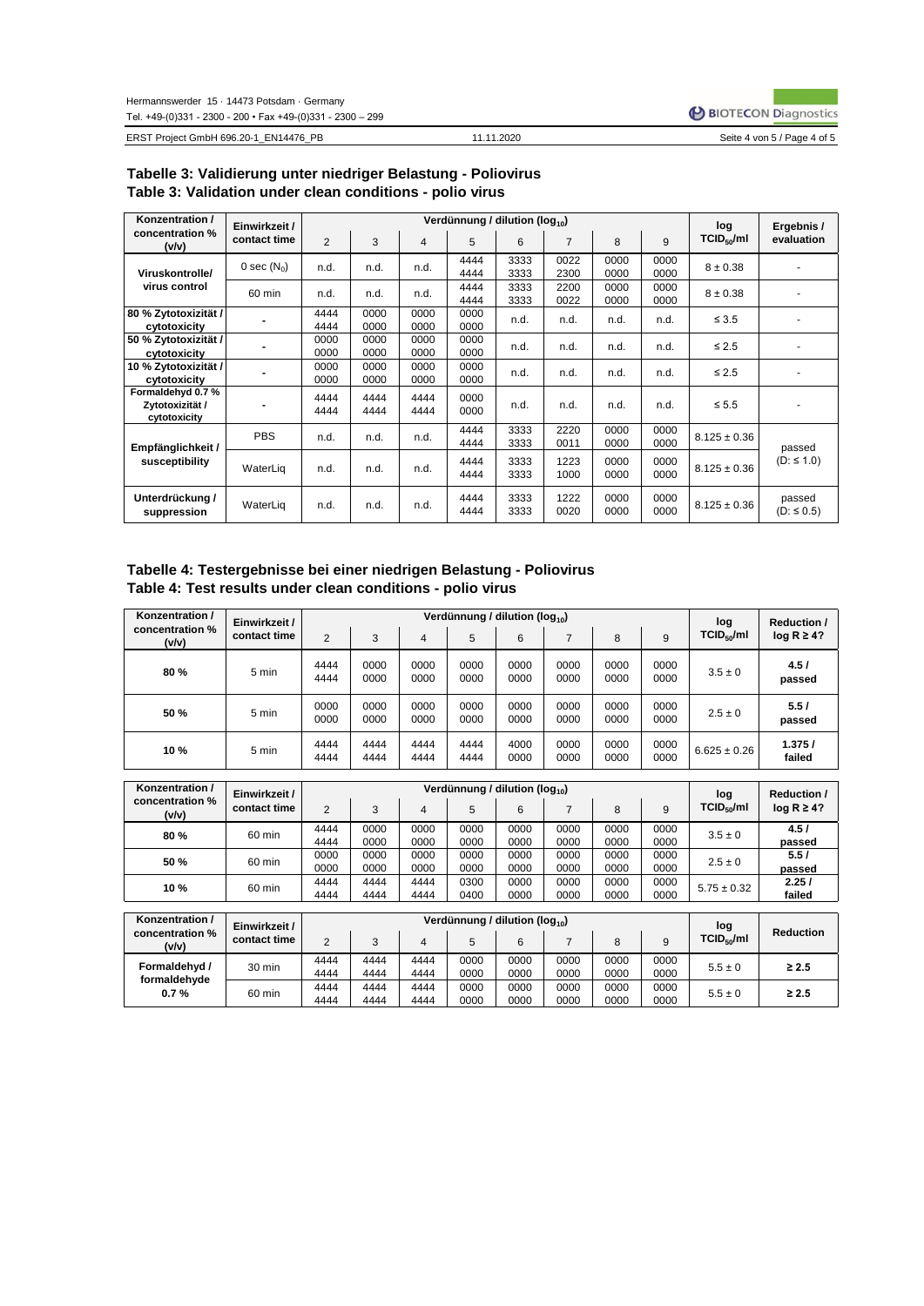## Tabelle 3: Validierung unter niedriger Belastung - Poliovirus
## Table 3: Validation under clean conditions - polio virus

| Konzentration / concentration % (v/v) | Einwirkzeit / contact time | Verdünnung / dilution ($log_{10}$) | | | | | | | | log $TCID_{50}$/ml | Ergebnis / evaluation |
|---|---|---|---|---|---|---|---|---|---|---|---|
| | | 2 | 3 | 4 | 5 | 6 | 7 | 8 | 9 | | |
| Viruskontrolle/ virus control | 0 sec ($N_0$) | n.d. | n.d. | n.d. | 4444 4444 | 3333 3333 | 0022 2300 | 0000 0000 | 0000 0000 | 8 ± 0.38 | - |
| | 60 min | n.d. | n.d. | n.d. | 4444 4444 | 3333 3333 | 2200 0022 | 0000 0000 | 0000 0000 | 8 ± 0.38 | - |
| 80 % Zytotoxizität / cytotoxicity | - | 4444 4444 | 0000 0000 | 0000 0000 | 0000 0000 | n.d. | n.d. | n.d. | n.d. | ≤ 3.5 | - |
| 50 % Zytotoxizität / cytotoxicity | - | 0000 0000 | 0000 0000 | 0000 0000 | 0000 0000 | n.d. | n.d. | n.d. | n.d. | ≤ 2.5 | - |
| 10 % Zytotoxizität / cytotoxicity | - | 0000 0000 | 0000 0000 | 0000 0000 | 0000 0000 | n.d. | n.d. | n.d. | n.d. | ≤ 2.5 | - |
| Formaldehyd 0.7 % Zytotoxizität / cytotoxicity | - | 4444 4444 | 4444 4444 | 4444 4444 | 0000 0000 | n.d. | n.d. | n.d. | n.d. | ≤ 5.5 | - |
| Empfänglichkeit / susceptibility | PBS | n.d. | n.d. | n.d. | 4444 4444 | 3333 3333 | 2220 0011 | 0000 0000 | 0000 0000 | 8.125 ± 0.36 | passed (D: ≤ 1.0) |
| | WaterLiq | n.d. | n.d. | n.d. | 4444 4444 | 3333 3333 | 1223 1000 | 0000 0000 | 0000 0000 | 8.125 ± 0.36 | |
| Unterdrückung / suppression | WaterLiq | n.d. | n.d. | n.d. | 4444 4444 | 3333 3333 | 1222 0020 | 0000 0000 | 0000 0000 | 8.125 ± 0.36 | passed (D: ≤ 0.5) |

## Tabelle 4: Testergebnisse bei einer niedrigen Belastung - Poliovirus
## Table 4: Test results under clean conditions - polio virus

| Konzentration / concentration % (v/v) | Einwirkzeit / contact time | Verdünnung / dilution ($log_{10}$) | | | | | | | | log $TCID_{50}$/ml | Reduction / log R ≥ 4? |
|---|---|---|---|---|---|---|---|---|---|---|---|
| | | 2 | 3 | 4 | 5 | 6 | 7 | 8 | 9 | | |
| 80 % | 5 min | 4444 4444 | 0000 0000 | 0000 0000 | 0000 0000 | 0000 0000 | 0000 0000 | 0000 0000 | 0000 0000 | 3.5 ± 0 | **4.5 / passed** |
| 50 % | 5 min | 0000 0000 | 0000 0000 | 0000 0000 | 0000 0000 | 0000 0000 | 0000 0000 | 0000 0000 | 0000 0000 | 2.5 ± 0 | **5.5 / passed** |
| 10 % | 5 min | 4444 4444 | 4444 4444 | 4444 4444 | 4444 4444 | 4000 0000 | 0000 0000 | 0000 0000 | 0000 0000 | 6.625 ± 0.26 | **1.375 / failed** |

| Konzentration / concentration % (v/v) | Einwirkzeit / contact time | Verdünnung / dilution ($log_{10}$) | | | | | | | | log $TCID_{50}$/ml | Reduction / log R ≥ 4? |
|---|---|---|---|---|---|---|---|---|---|---|---|
| | | 2 | 3 | 4 | 5 | 6 | 7 | 8 | 9 | | |
| 80 % | 60 min | 4444 4444 | 0000 0000 | 0000 0000 | 0000 0000 | 0000 0000 | 0000 0000 | 0000 0000 | 0000 0000 | 3.5 ± 0 | **4.5 / passed** |
| 50 % | 60 min | 0000 0000 | 0000 0000 | 0000 0000 | 0000 0000 | 0000 0000 | 0000 0000 | 0000 0000 | 0000 0000 | 2.5 ± 0 | **5.5 / passed** |
| 10 % | 60 min | 4444 4444 | 4444 4444 | 4444 4444 | 0300 0400 | 0000 0000 | 0000 0000 | 0000 0000 | 0000 0000 | 5.75 ± 0.32 | **2.25 / failed** |

| Konzentration / concentration % (v/v) | Einwirkzeit / contact time | Verdünnung / dilution ($log_{10}$) | | | | | | | | log $TCID_{50}$/ml | Reduction |
|---|---|---|---|---|---|---|---|---|---|---|---|
| | | 2 | 3 | 4 | 5 | 6 | 7 | 8 | 9 | | |
| Formaldehyd / formaldehyde 0.7 % | 30 min | 4444 4444 | 4444 4444 | 4444 4444 | 0000 0000 | 0000 0000 | 0000 0000 | 0000 0000 | 0000 0000 | 5.5 ± 0 | **≥ 2.5** |
| | 60 min | 4444 4444 | 4444 4444 | 4444 4444 | 0000 0000 | 0000 0000 | 0000 0000 | 0000 0000 | 0000 0000 | 5.5 ± 0 | **≥ 2.5** |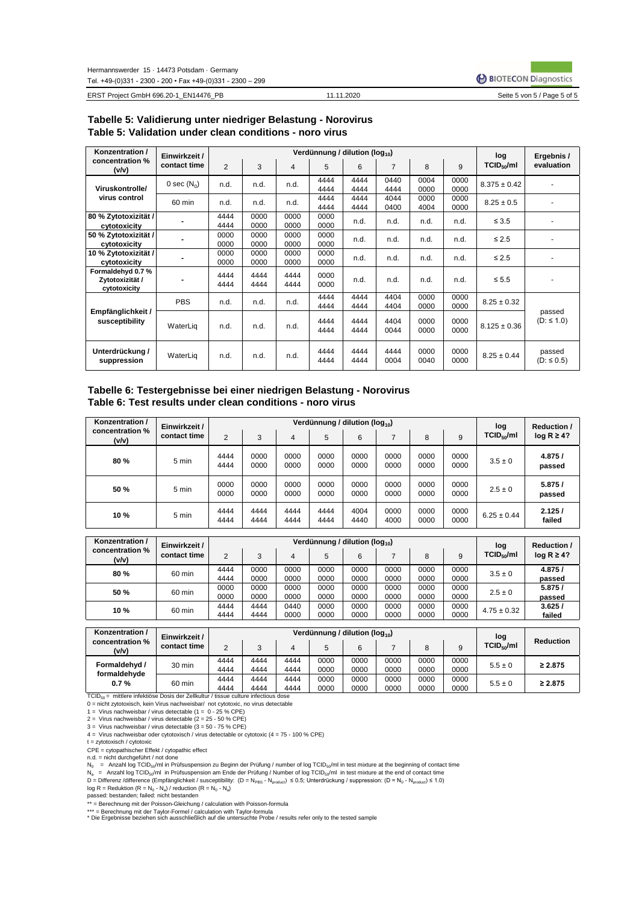## Tabelle 5: Validierung unter niedriger Belastung - Norovirus
## Table 5: Validation under clean conditions - noro virus

| Konzentration / concentration % (v/v) | Einwirkzeit / contact time | Verdünnung / dilution ($log_{10}$) 2 | 3 | 4 | 5 | 6 | 7 | 8 | 9 | log $TCID_{50}$/ml | Ergebnis / evaluation |
|---|---|---|---|---|---|---|---|---|---|---|---|
| Viruskontrolle/ virus control | 0 sec ($N_0$) | n.d. | n.d. | n.d. | 4444 4444 | 4444 4444 | 0440 4444 | 0004 0000 | 0000 0000 | 8.375 ± 0.42 | - |
| | 60 min | n.d. | n.d. | n.d. | 4444 4444 | 4444 4444 | 4044 0400 | 0000 4004 | 0000 0000 | 8.25 ± 0.5 | - |
| 80 % Zytotoxizität / cytotoxicity | - | 4444 4444 | 0000 0000 | 0000 0000 | 0000 0000 | n.d. | n.d. | n.d. | n.d. | ≤ 3.5 | - |
| 50 % Zytotoxizität / cytotoxicity | - | 0000 0000 | 0000 0000 | 0000 0000 | 0000 0000 | n.d. | n.d. | n.d. | n.d. | ≤ 2.5 | - |
| 10 % Zytotoxizität / cytotoxicity | - | 0000 0000 | 0000 0000 | 0000 0000 | 0000 0000 | n.d. | n.d. | n.d. | n.d. | ≤ 2.5 | - |
| Formaldehyd 0.7 % Zytotoxizität / cytotoxicity | - | 4444 4444 | 4444 4444 | 4444 4444 | 0000 0000 | n.d. | n.d. | n.d. | n.d. | ≤ 5.5 | - |
| Empfänglichkeit / susceptibility | PBS | n.d. | n.d. | n.d. | 4444 4444 | 4444 4444 | 4404 4404 | 0000 0000 | 0000 0000 | 8.25 ± 0.32 | passed (D: ≤ 1.0) |
| | WaterLiq | n.d. | n.d. | n.d. | 4444 4444 | 4444 4444 | 4404 0044 | 0000 0000 | 0000 0000 | 8.125 ± 0.36 | |
| Unterdrückung / suppression | WaterLiq | n.d. | n.d. | n.d. | 4444 4444 | 4444 4444 | 4444 0004 | 0000 0040 | 0000 0000 | 8.25 ± 0.44 | passed (D: ≤ 0.5) |

## Tabelle 6: Testergebnisse bei einer niedrigen Belastung - Norovirus
## Table 6: Test results under clean conditions - noro virus

| Konzentration / concentration % (v/v) | Einwirkzeit / contact time | Verdünnung / dilution ($log_{10}$) 2 | 3 | 4 | 5 | 6 | 7 | 8 | 9 | log $TCID_{50}$/ml | Reduction / log R ≥ 4? |
|---|---|---|---|---|---|---|---|---|---|---|---|
| 80 % | 5 min | 4444 4444 | 0000 0000 | 0000 0000 | 0000 0000 | 0000 0000 | 0000 0000 | 0000 0000 | 0000 0000 | 3.5 ± 0 | **4.875 / passed** |
| 50 % | 5 min | 0000 0000 | 0000 0000 | 0000 0000 | 0000 0000 | 0000 0000 | 0000 0000 | 0000 0000 | 0000 0000 | 2.5 ± 0 | **5.875 / passed** |
| 10 % | 5 min | 4444 4444 | 4444 4444 | 4444 4444 | 4444 4444 | 4004 4440 | 0000 4000 | 0000 0000 | 0000 0000 | 6.25 ± 0.44 | **2.125 / failed** |

| Konzentration / concentration % (v/v) | Einwirkzeit / contact time | Verdünnung / dilution ($log_{10}$) 2 | 3 | 4 | 5 | 6 | 7 | 8 | 9 | log $TCID_{50}$/ml | Reduction / log R ≥ 4? |
|---|---|---|---|---|---|---|---|---|---|---|---|
| 80 % | 60 min | 4444 4444 | 0000 0000 | 0000 0000 | 0000 0000 | 0000 0000 | 0000 0000 | 0000 0000 | 0000 0000 | 3.5 ± 0 | **4.875 / passed** |
| 50 % | 60 min | 0000 0000 | 0000 0000 | 0000 0000 | 0000 0000 | 0000 0000 | 0000 0000 | 0000 0000 | 0000 0000 | 2.5 ± 0 | **5.875 / passed** |
| 10 % | 60 min | 4444 4444 | 4444 4444 | 0440 0000 | 0000 0000 | 0000 0000 | 0000 0000 | 0000 0000 | 0000 0000 | 4.75 ± 0.32 | **3.625 / failed** |

| Konzentration / concentration % (v/v) | Einwirkzeit / contact time | Verdünnung / dilution ($log_{10}$) 2 | 3 | 4 | 5 | 6 | 7 | 8 | 9 | log $TCID_{50}$/ml | Reduction |
|---|---|---|---|---|---|---|---|---|---|---|---|
| Formaldehyd / formaldehyde 0.7 % | 30 min | 4444 4444 | 4444 4444 | 4444 4444 | 0000 0000 | 0000 0000 | 0000 0000 | 0000 0000 | 0000 0000 | 5.5 ± 0 | **≥ 2.875** |
| | 60 min | 4444 4444 | 4444 4444 | 4444 4444 | 0000 0000 | 0000 0000 | 0000 0000 | 0000 0000 | 0000 0000 | 5.5 ± 0 | **≥ 2.875** |

$TCID_{50}$ = mittlere infektiöse Dosis der Zellkultur / tissue culture infectious dose
0 = nicht zytotoxisch, kein Virus nachweisbar/ not cytotoxic, no virus detectable
1 = Virus nachweisbar / virus detectable (1 = 0 - 25 % CPE)
2 = Virus nachweisbar / virus detectable (2 = 25 - 50 % CPE)
3 = Virus nachweisbar / virus detectable (3 = 50 - 75 % CPE)
4 = Virus nachweisbar oder cytotoxisch / virus detectable or cytotoxic (4 = 75 - 100 % CPE)
t = zytotoxisch / cytotoxic
CPE = cytopathischer Effekt / cytopathic effect
n.d. = nicht durchgeführt / not done
$N_0$ = Anzahl log $TCID_{50}$/ml in Prüfsuspension zu Beginn der Prüfung / number of log $TCID_{50}$/ml in test mixture at the beginning of contact time
$N_a$ = Anzahl log $TCID_{50}$/ml in Prüfsuspension am Ende der Prüfung / Number of log $TCID_{50}$/ml in test mixture at the end of contact time
D = Differenz /difference (Empfänglichkeit / susceptibility: $(D = N_{PBS} - N_{product}) \leq 0.5$; Unterdrückung / suppression: $(D = N_0 - N_{product}) \leq 1.0$)
log R = Reduktion $(R = N_0 - N_a)$ / reduction $(R = N_0 - N_a)$
passed: bestanden; failed: nicht bestanden
** = Berechnung mit der Poisson-Gleichung / calculation with Poisson-formula
*** = Berechnung mit der Taylor-Formel / calculation with Taylor-formula
* Die Ergebnisse beziehen sich ausschließlich auf die untersuchte Probe / results refer only to the tested sample